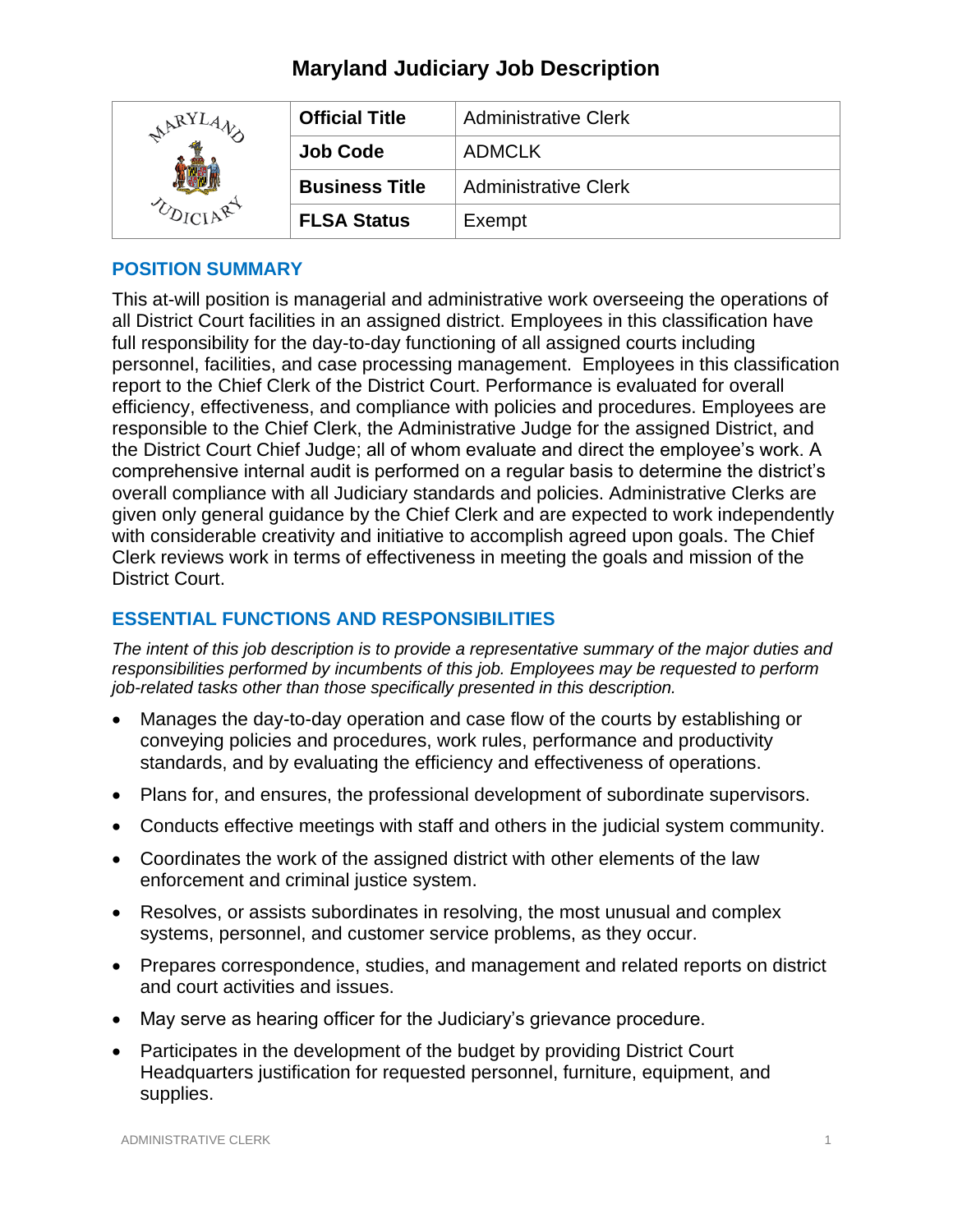# Maryland Judiciary Job Description

| | | |
|---|---|---|
| | **Official Title** | Administrative Clerk |
| | **Job Code** | ADMCLK |
| | **Business Title** | Administrative Clerk |
| | **FLSA Status** | Exempt |

## POSITION SUMMARY

This at-will position is managerial and administrative work overseeing the operations of all District Court facilities in an assigned district. Employees in this classification have full responsibility for the day-to-day functioning of all assigned courts including personnel, facilities, and case processing management. Employees in this classification report to the Chief Clerk of the District Court. Performance is evaluated for overall efficiency, effectiveness, and compliance with policies and procedures. Employees are responsible to the Chief Clerk, the Administrative Judge for the assigned District, and the District Court Chief Judge; all of whom evaluate and direct the employee's work. A comprehensive internal audit is performed on a regular basis to determine the district's overall compliance with all Judiciary standards and policies. Administrative Clerks are given only general guidance by the Chief Clerk and are expected to work independently with considerable creativity and initiative to accomplish agreed upon goals. The Chief Clerk reviews work in terms of effectiveness in meeting the goals and mission of the District Court.

## ESSENTIAL FUNCTIONS AND RESPONSIBILITIES

*The intent of this job description is to provide a representative summary of the major duties and responsibilities performed by incumbents of this job. Employees may be requested to perform job-related tasks other than those specifically presented in this description.*

- Manages the day-to-day operation and case flow of the courts by establishing or conveying policies and procedures, work rules, performance and productivity standards, and by evaluating the efficiency and effectiveness of operations.
- Plans for, and ensures, the professional development of subordinate supervisors.
- Conducts effective meetings with staff and others in the judicial system community.
- Coordinates the work of the assigned district with other elements of the law enforcement and criminal justice system.
- Resolves, or assists subordinates in resolving, the most unusual and complex systems, personnel, and customer service problems, as they occur.
- Prepares correspondence, studies, and management and related reports on district and court activities and issues.
- May serve as hearing officer for the Judiciary's grievance procedure.
- Participates in the development of the budget by providing District Court Headquarters justification for requested personnel, furniture, equipment, and supplies.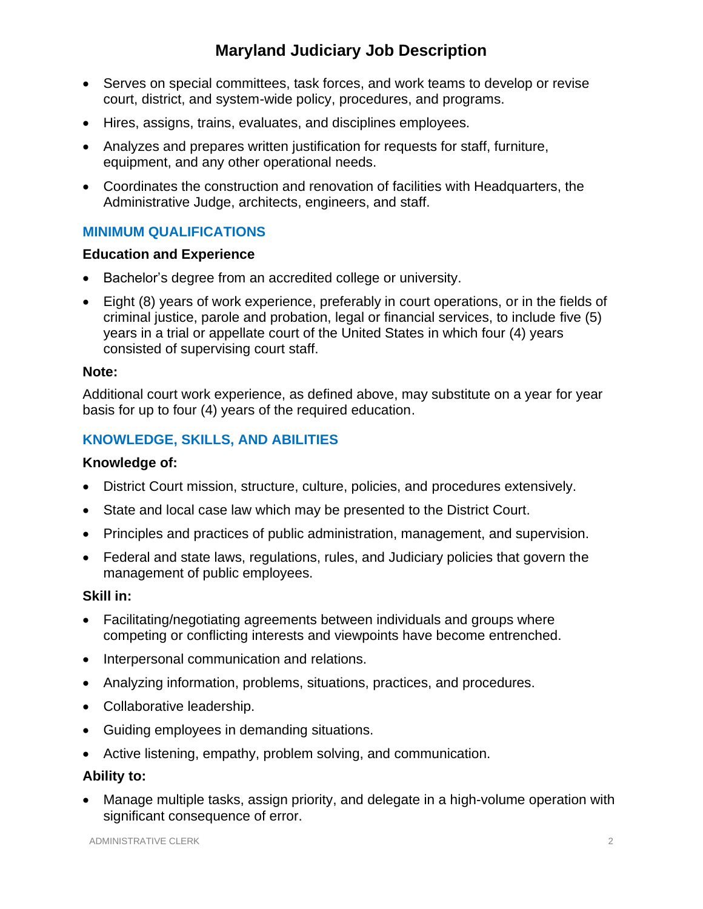- Serves on special committees, task forces, and work teams to develop or revise court, district, and system-wide policy, procedures, and programs.
- Hires, assigns, trains, evaluates, and disciplines employees.
- Analyzes and prepares written justification for requests for staff, furniture, equipment, and any other operational needs.
- Coordinates the construction and renovation of facilities with Headquarters, the Administrative Judge, architects, engineers, and staff.

## MINIMUM QUALIFICATIONS

### Education and Experience

- Bachelor's degree from an accredited college or university.
- Eight (8) years of work experience, preferably in court operations, or in the fields of criminal justice, parole and probation, legal or financial services, to include five (5) years in a trial or appellate court of the United States in which four (4) years consisted of supervising court staff.

### Note:

Additional court work experience, as defined above, may substitute on a year for year basis for up to four (4) years of the required education.

## KNOWLEDGE, SKILLS, AND ABILITIES

### Knowledge of:

- District Court mission, structure, culture, policies, and procedures extensively.
- State and local case law which may be presented to the District Court.
- Principles and practices of public administration, management, and supervision.
- Federal and state laws, regulations, rules, and Judiciary policies that govern the management of public employees.

### Skill in:

- Facilitating/negotiating agreements between individuals and groups where competing or conflicting interests and viewpoints have become entrenched.
- Interpersonal communication and relations.
- Analyzing information, problems, situations, practices, and procedures.
- Collaborative leadership.
- Guiding employees in demanding situations.
- Active listening, empathy, problem solving, and communication.

### Ability to:

- Manage multiple tasks, assign priority, and delegate in a high-volume operation with significant consequence of error.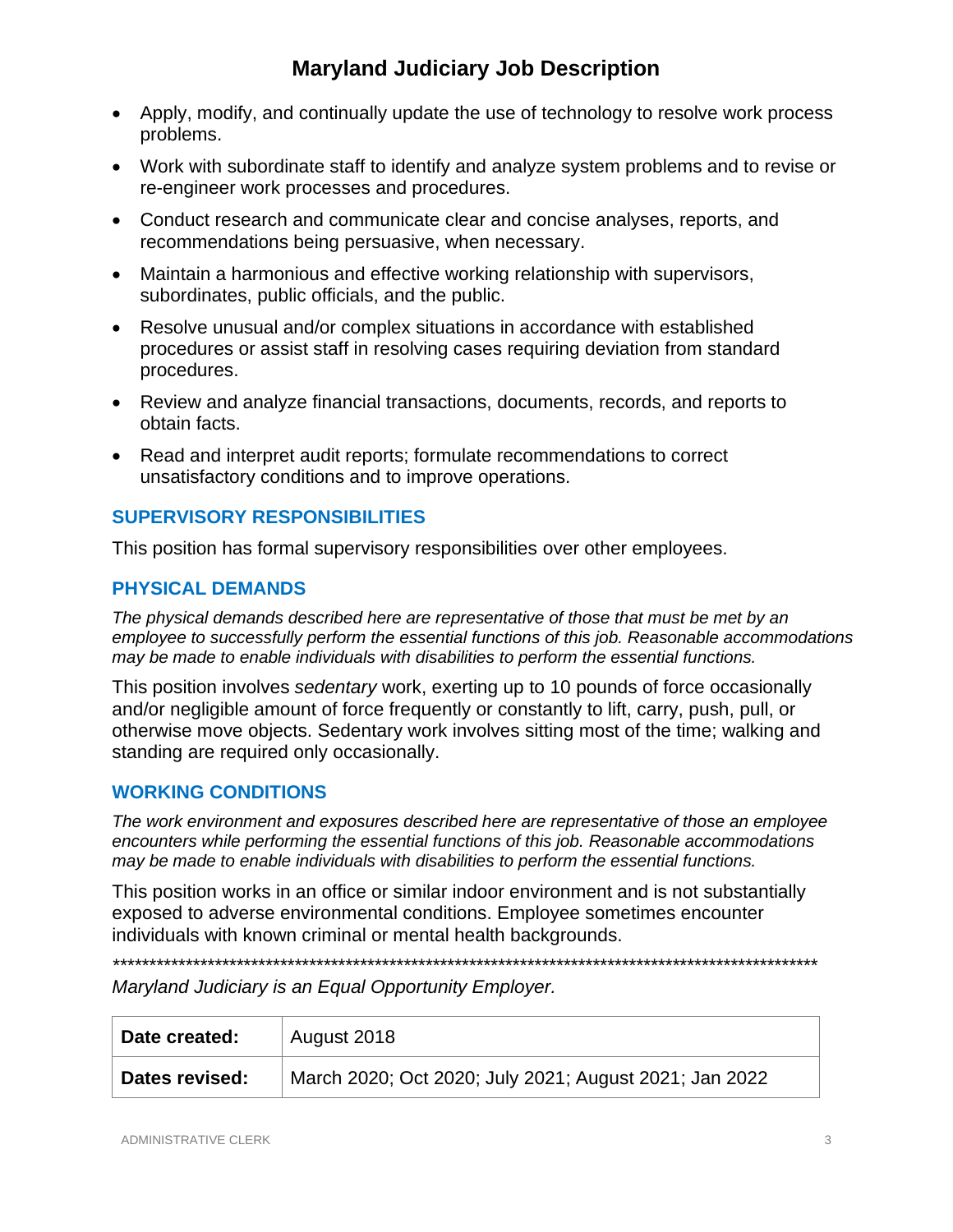# Maryland Judiciary Job Description

- Apply, modify, and continually update the use of technology to resolve work process problems.
- Work with subordinate staff to identify and analyze system problems and to revise or re-engineer work processes and procedures.
- Conduct research and communicate clear and concise analyses, reports, and recommendations being persuasive, when necessary.
- Maintain a harmonious and effective working relationship with supervisors, subordinates, public officials, and the public.
- Resolve unusual and/or complex situations in accordance with established procedures or assist staff in resolving cases requiring deviation from standard procedures.
- Review and analyze financial transactions, documents, records, and reports to obtain facts.
- Read and interpret audit reports; formulate recommendations to correct unsatisfactory conditions and to improve operations.

## SUPERVISORY RESPONSIBILITIES

This position has formal supervisory responsibilities over other employees.

## PHYSICAL DEMANDS

*The physical demands described here are representative of those that must be met by an employee to successfully perform the essential functions of this job. Reasonable accommodations may be made to enable individuals with disabilities to perform the essential functions.*

This position involves *sedentary* work, exerting up to 10 pounds of force occasionally and/or negligible amount of force frequently or constantly to lift, carry, push, pull, or otherwise move objects. Sedentary work involves sitting most of the time; walking and standing are required only occasionally.

## WORKING CONDITIONS

*The work environment and exposures described here are representative of those an employee encounters while performing the essential functions of this job. Reasonable accommodations may be made to enable individuals with disabilities to perform the essential functions.*

This position works in an office or similar indoor environment and is not substantially exposed to adverse environmental conditions. Employee sometimes encounter individuals with known criminal or mental health backgrounds.

*****************************************************************************************************

*Maryland Judiciary is an Equal Opportunity Employer.*

| | |
|---|---|
| **Date created:** | August 2018 |
| **Dates revised:** | March 2020; Oct 2020; July 2021; August 2021; Jan 2022 |